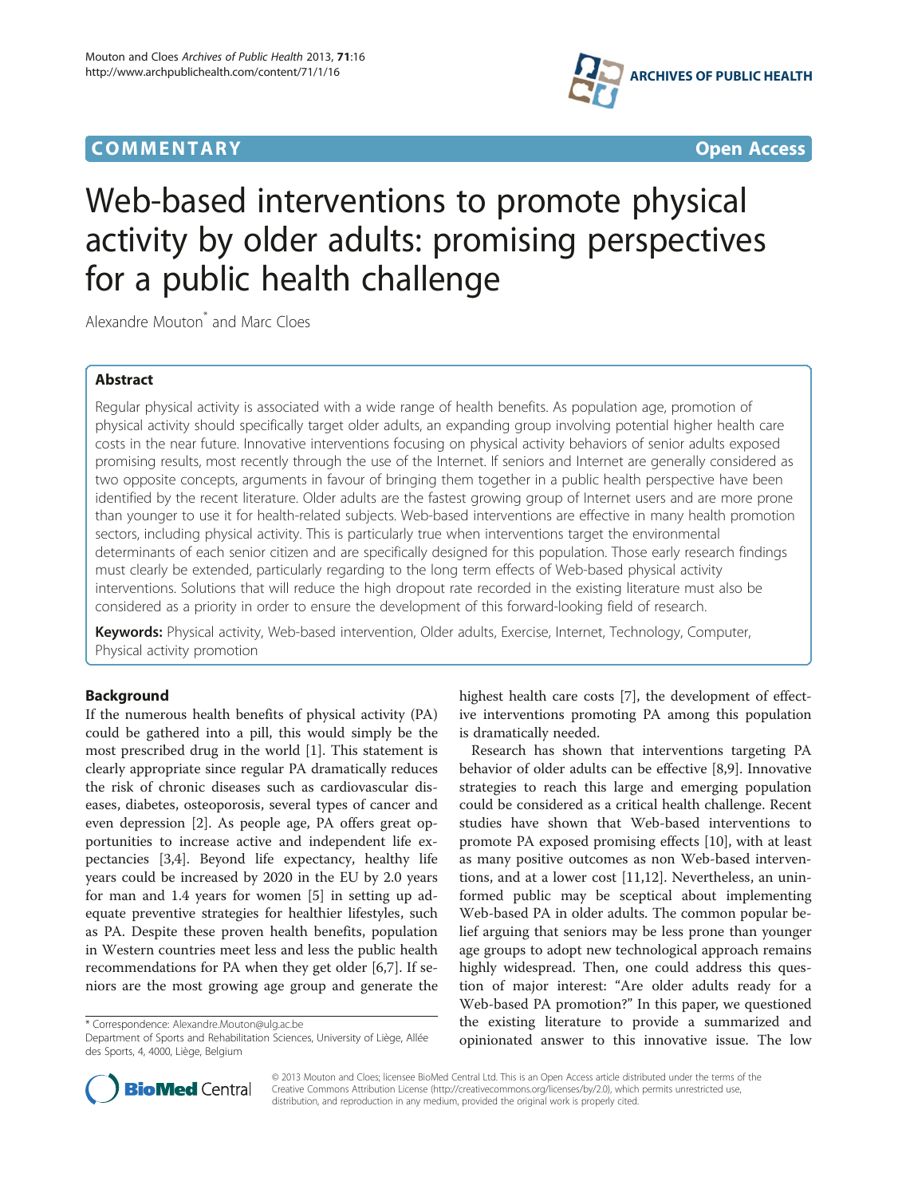COMMENTARY **Open Access**

# Web-based interventions to promote physical activity by older adults: promising perspectives for a public health challenge

Alexandre Mouton* and Marc Cloes

## Abstract

Regular physical activity is associated with a wide range of health benefits. As population age, promotion of physical activity should specifically target older adults, an expanding group involving potential higher health care costs in the near future. Innovative interventions focusing on physical activity behaviors of senior adults exposed promising results, most recently through the use of the Internet. If seniors and Internet are generally considered as two opposite concepts, arguments in favour of bringing them together in a public health perspective have been identified by the recent literature. Older adults are the fastest growing group of Internet users and are more prone than younger to use it for health-related subjects. Web-based interventions are effective in many health promotion sectors, including physical activity. This is particularly true when interventions target the environmental determinants of each senior citizen and are specifically designed for this population. Those early research findings must clearly be extended, particularly regarding to the long term effects of Web-based physical activity interventions. Solutions that will reduce the high dropout rate recorded in the existing literature must also be considered as a priority in order to ensure the development of this forward-looking field of research.

**Keywords:** Physical activity, Web-based intervention, Older adults, Exercise, Internet, Technology, Computer, Physical activity promotion

## Background

If the numerous health benefits of physical activity (PA) could be gathered into a pill, this would simply be the most prescribed drug in the world [1]. This statement is clearly appropriate since regular PA dramatically reduces the risk of chronic diseases such as cardiovascular diseases, diabetes, osteoporosis, several types of cancer and even depression [2]. As people age, PA offers great opportunities to increase active and independent life expectancies [3,4]. Beyond life expectancy, healthy life years could be increased by 2020 in the EU by 2.0 years for man and 1.4 years for women [5] in setting up adequate preventive strategies for healthier lifestyles, such as PA. Despite these proven health benefits, population in Western countries meet less and less the public health recommendations for PA when they get older [6,7]. If seniors are the most growing age group and generate the highest health care costs [7], the development of effective interventions promoting PA among this population is dramatically needed.

Research has shown that interventions targeting PA behavior of older adults can be effective [8,9]. Innovative strategies to reach this large and emerging population could be considered as a critical health challenge. Recent studies have shown that Web-based interventions to promote PA exposed promising effects [10], with at least as many positive outcomes as non Web-based interventions, and at a lower cost [11,12]. Nevertheless, an uninformed public may be sceptical about implementing Web-based PA in older adults. The common popular belief arguing that seniors may be less prone than younger age groups to adopt new technological approach remains highly widespread. Then, one could address this question of major interest: "Are older adults ready for a Web-based PA promotion?" In this paper, we questioned the existing literature to provide a summarized and opinionated answer to this innovative issue. The low

\* Correspondence: Alexandre.Mouton@ulg.ac.be
Department of Sports and Rehabilitation Sciences, University of Liège, Allée des Sports, 4, 4000, Liège, Belgium

© 2013 Mouton and Cloes; licensee BioMed Central Ltd. This is an Open Access article distributed under the terms of the Creative Commons Attribution License (http://creativecommons.org/licenses/by/2.0), which permits unrestricted use, distribution, and reproduction in any medium, provided the original work is properly cited.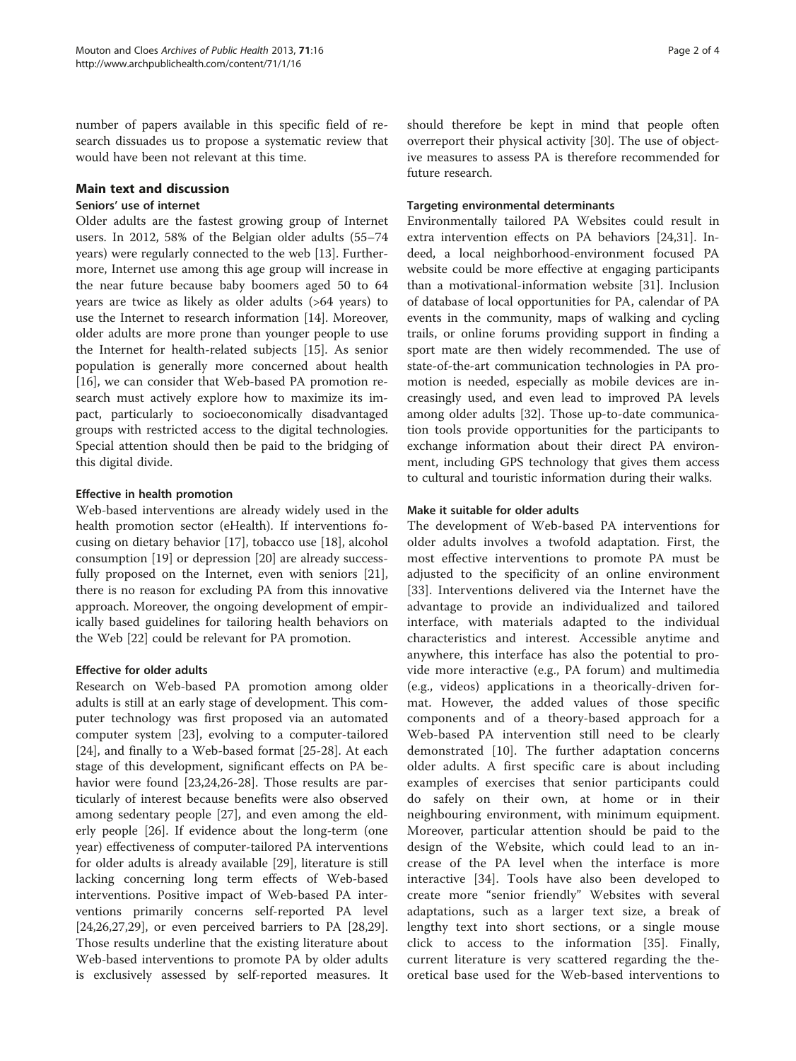number of papers available in this specific field of research dissuades us to propose a systematic review that would have been not relevant at this time.

## Main text and discussion

### Seniors' use of internet

Older adults are the fastest growing group of Internet users. In 2012, 58% of the Belgian older adults (55–74 years) were regularly connected to the web [13]. Furthermore, Internet use among this age group will increase in the near future because baby boomers aged 50 to 64 years are twice as likely as older adults (>64 years) to use the Internet to research information [14]. Moreover, older adults are more prone than younger people to use the Internet for health-related subjects [15]. As senior population is generally more concerned about health [16], we can consider that Web-based PA promotion research must actively explore how to maximize its impact, particularly to socioeconomically disadvantaged groups with restricted access to the digital technologies. Special attention should then be paid to the bridging of this digital divide.

#### Effective in health promotion

Web-based interventions are already widely used in the health promotion sector (eHealth). If interventions focusing on dietary behavior [17], tobacco use [18], alcohol consumption [19] or depression [20] are already successfully proposed on the Internet, even with seniors [21], there is no reason for excluding PA from this innovative approach. Moreover, the ongoing development of empirically based guidelines for tailoring health behaviors on the Web [22] could be relevant for PA promotion.

#### Effective for older adults

Research on Web-based PA promotion among older adults is still at an early stage of development. This computer technology was first proposed via an automated computer system [23], evolving to a computer-tailored [24], and finally to a Web-based format [25-28]. At each stage of this development, significant effects on PA behavior were found [23,24,26-28]. Those results are particularly of interest because benefits were also observed among sedentary people [27], and even among the elderly people [26]. If evidence about the long-term (one year) effectiveness of computer-tailored PA interventions for older adults is already available [29], literature is still lacking concerning long term effects of Web-based interventions. Positive impact of Web-based PA interventions primarily concerns self-reported PA level [24,26,27,29], or even perceived barriers to PA [28,29]. Those results underline that the existing literature about Web-based interventions to promote PA by older adults is exclusively assessed by self-reported measures. It should therefore be kept in mind that people often overreport their physical activity [30]. The use of objective measures to assess PA is therefore recommended for future research.

#### Targeting environmental determinants

Environmentally tailored PA Websites could result in extra intervention effects on PA behaviors [24,31]. Indeed, a local neighborhood-environment focused PA website could be more effective at engaging participants than a motivational-information website [31]. Inclusion of database of local opportunities for PA, calendar of PA events in the community, maps of walking and cycling trails, or online forums providing support in finding a sport mate are then widely recommended. The use of state-of-the-art communication technologies in PA promotion is needed, especially as mobile devices are increasingly used, and even lead to improved PA levels among older adults [32]. Those up-to-date communication tools provide opportunities for the participants to exchange information about their direct PA environment, including GPS technology that gives them access to cultural and touristic information during their walks.

#### Make it suitable for older adults

The development of Web-based PA interventions for older adults involves a twofold adaptation. First, the most effective interventions to promote PA must be adjusted to the specificity of an online environment [33]. Interventions delivered via the Internet have the advantage to provide an individualized and tailored interface, with materials adapted to the individual characteristics and interest. Accessible anytime and anywhere, this interface has also the potential to provide more interactive (e.g., PA forum) and multimedia (e.g., videos) applications in a theorically-driven format. However, the added values of those specific components and of a theory-based approach for a Web-based PA intervention still need to be clearly demonstrated [10]. The further adaptation concerns older adults. A first specific care is about including examples of exercises that senior participants could do safely on their own, at home or in their neighbouring environment, with minimum equipment. Moreover, particular attention should be paid to the design of the Website, which could lead to an increase of the PA level when the interface is more interactive [34]. Tools have also been developed to create more "senior friendly" Websites with several adaptations, such as a larger text size, a break of lengthy text into short sections, or a single mouse click to access to the information [35]. Finally, current literature is very scattered regarding the theoretical base used for the Web-based interventions to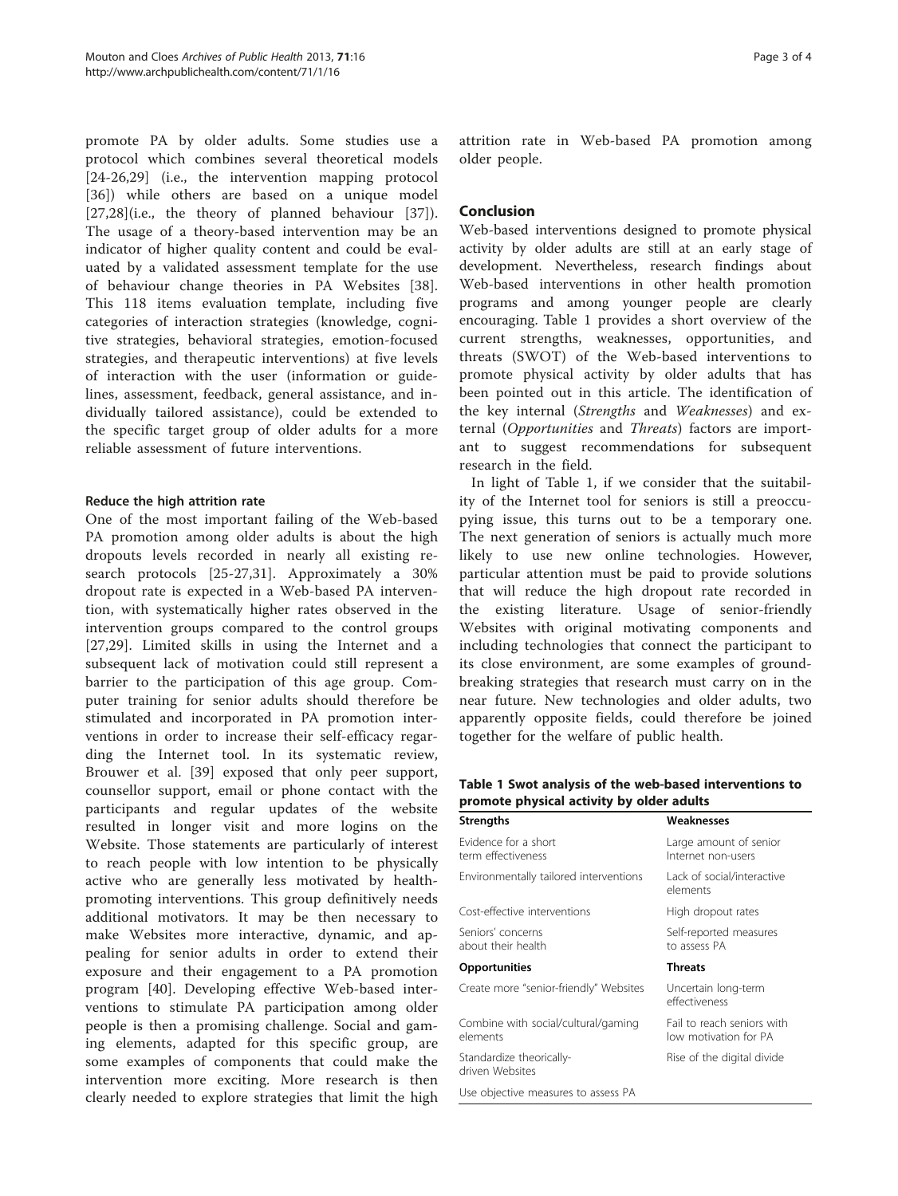promote PA by older adults. Some studies use a protocol which combines several theoretical models [24-26,29] (i.e., the intervention mapping protocol [36]) while others are based on a unique model [27,28](i.e., the theory of planned behaviour [37]). The usage of a theory-based intervention may be an indicator of higher quality content and could be evaluated by a validated assessment template for the use of behaviour change theories in PA Websites [38]. This 118 items evaluation template, including five categories of interaction strategies (knowledge, cognitive strategies, behavioral strategies, emotion-focused strategies, and therapeutic interventions) at five levels of interaction with the user (information or guidelines, assessment, feedback, general assistance, and individually tailored assistance), could be extended to the specific target group of older adults for a more reliable assessment of future interventions.

#### Reduce the high attrition rate

One of the most important failing of the Web-based PA promotion among older adults is about the high dropouts levels recorded in nearly all existing research protocols [25-27,31]. Approximately a 30% dropout rate is expected in a Web-based PA intervention, with systematically higher rates observed in the intervention groups compared to the control groups [27,29]. Limited skills in using the Internet and a subsequent lack of motivation could still represent a barrier to the participation of this age group. Computer training for senior adults should therefore be stimulated and incorporated in PA promotion interventions in order to increase their self-efficacy regarding the Internet tool. In its systematic review, Brouwer et al. [39] exposed that only peer support, counsellor support, email or phone contact with the participants and regular updates of the website resulted in longer visit and more logins on the Website. Those statements are particularly of interest to reach people with low intention to be physically active who are generally less motivated by health-promoting interventions. This group definitively needs additional motivators. It may be then necessary to make Websites more interactive, dynamic, and appealing for senior adults in order to extend their exposure and their engagement to a PA promotion program [40]. Developing effective Web-based interventions to stimulate PA participation among older people is then a promising challenge. Social and gaming elements, adapted for this specific group, are some examples of components that could make the intervention more exciting. More research is then clearly needed to explore strategies that limit the high attrition rate in Web-based PA promotion among older people.

## Conclusion

Web-based interventions designed to promote physical activity by older adults are still at an early stage of development. Nevertheless, research findings about Web-based interventions in other health promotion programs and among younger people are clearly encouraging. Table 1 provides a short overview of the current strengths, weaknesses, opportunities, and threats (SWOT) of the Web-based interventions to promote physical activity by older adults that has been pointed out in this article. The identification of the key internal (*Strengths* and *Weaknesses*) and external (*Opportunities* and *Threats*) factors are important to suggest recommendations for subsequent research in the field.

In light of Table 1, if we consider that the suitability of the Internet tool for seniors is still a preoccupying issue, this turns out to be a temporary one. The next generation of seniors is actually much more likely to use new online technologies. However, particular attention must be paid to provide solutions that will reduce the high dropout rate recorded in the existing literature. Usage of senior-friendly Websites with original motivating components and including technologies that connect the participant to its close environment, are some examples of ground-breaking strategies that research must carry on in the near future. New technologies and older adults, two apparently opposite fields, could therefore be joined together for the welfare of public health.

**Table 1 Swot analysis of the web-based interventions to promote physical activity by older adults**

| Strengths | Weaknesses |
|---|---|
| Evidence for a short term effectiveness | Large amount of senior Internet non-users |
| Environmentally tailored interventions | Lack of social/interactive elements |
| Cost-effective interventions | High dropout rates |
| Seniors' concerns about their health | Self-reported measures to assess PA |
| **Opportunities** | **Threats** |
| Create more "senior-friendly" Websites | Uncertain long-term effectiveness |
| Combine with social/cultural/gaming elements | Fail to reach seniors with low motivation for PA |
| Standardize theorically-driven Websites | Rise of the digital divide |
| Use objective measures to assess PA | |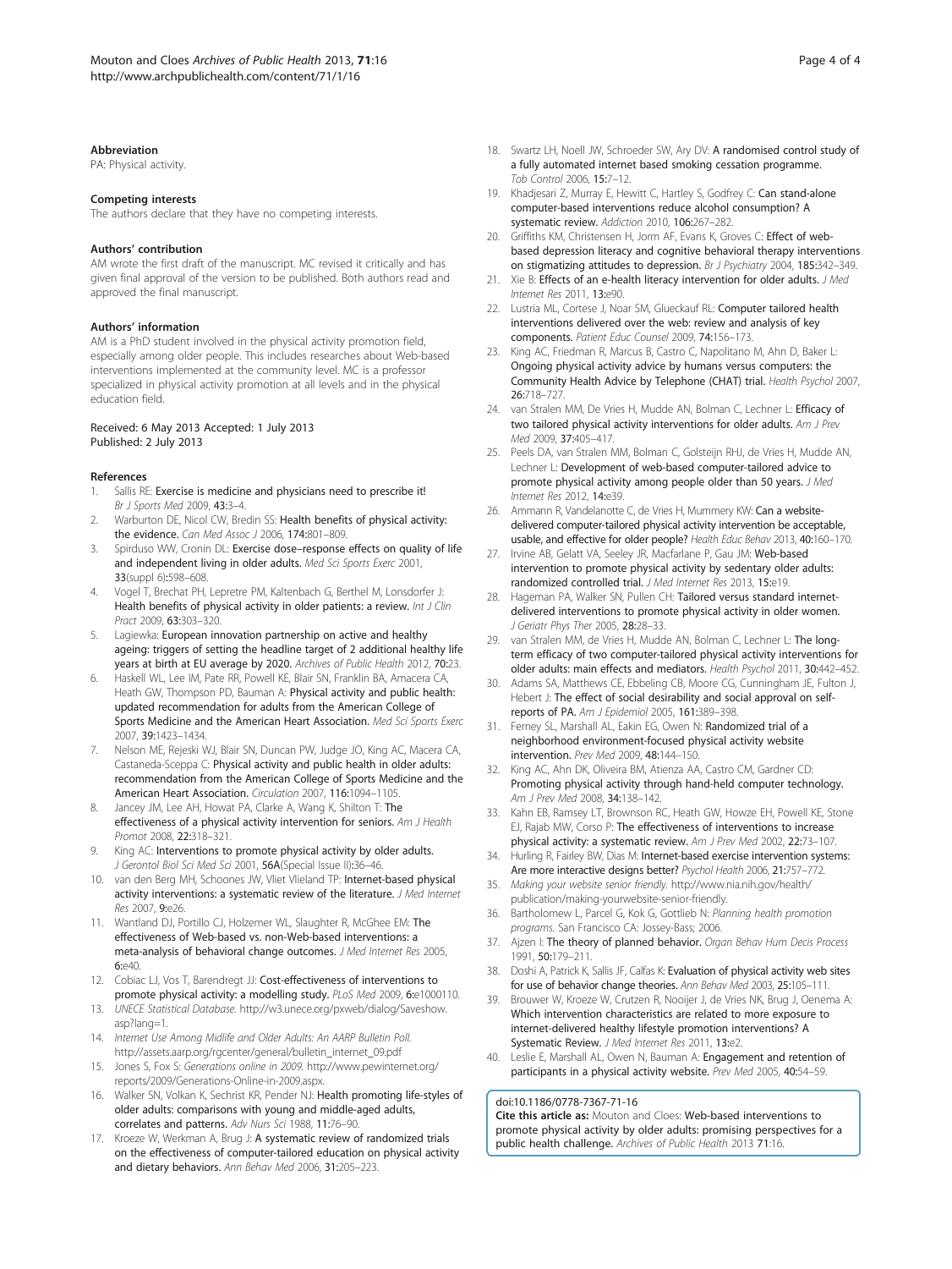### Abbreviation

PA: Physical activity.

### Competing interests

The authors declare that they have no competing interests.

### Authors' contribution

AM wrote the first draft of the manuscript. MC revised it critically and has given final approval of the version to be published. Both authors read and approved the final manuscript.

### Authors' information

AM is a PhD student involved in the physical activity promotion field, especially among older people. This includes researches about Web-based interventions implemented at the community level. MC is a professor specialized in physical activity promotion at all levels and in the physical education field.

Received: 6 May 2013 Accepted: 1 July 2013
Published: 2 July 2013

### References

1. Sallis RE: **Exercise is medicine and physicians need to prescribe it!** *Br J Sports Med* 2009, **43**:3–4.
2. Warburton DE, Nicol CW, Bredin SS: **Health benefits of physical activity: the evidence.** *Can Med Assoc J* 2006, **174**:801–809.
3. Spirduso WW, Cronin DL: **Exercise dose–response effects on quality of life and independent living in older adults.** *Med Sci Sports Exerc* 2001, **33**(suppl 6):598–608.
4. Vogel T, Brechat PH, Lepretre PM, Kaltenbach G, Berthel M, Lonsdorfer J: **Health benefits of physical activity in older patients: a review.** *Int J Clin Pract* 2009, **63**:303–320.
5. Lagiewka: **European innovation partnership on active and healthy ageing: triggers of setting the headline target of 2 additional healthy life years at birth at EU average by 2020.** *Archives of Public Health* 2012, **70**:23.
6. Haskell WL, Lee IM, Pate RR, Powell KE, Blair SN, Franklin BA, Amacera CA, Heath GW, Thompson PD, Bauman A: **Physical activity and public health: updated recommendation for adults from the American College of Sports Medicine and the American Heart Association.** *Med Sci Sports Exerc* 2007, **39**:1423–1434.
7. Nelson ME, Rejeski WJ, Blair SN, Duncan PW, Judge JO, King AC, Macera CA, Castaneda-Sceppa C: **Physical activity and public health in older adults: recommendation from the American College of Sports Medicine and the American Heart Association.** *Circulation* 2007, **116**:1094–1105.
8. Jancey JM, Lee AH, Howat PA, Clarke A, Wang K, Shilton T: **The effectiveness of a physical activity intervention for seniors.** *Am J Health Promot* 2008, **22**:318–321.
9. King AC: **Interventions to promote physical activity by older adults.** *J Gerontol Biol Sci Med Sci* 2001, **56A**(Special Issue II):36–46.
10. van den Berg MH, Schoones JW, Vliet Vlieland TP: **Internet-based physical activity interventions: a systematic review of the literature.** *J Med Internet Res* 2007, **9**:e26.
11. Wantland DJ, Portillo CJ, Holzemer WL, Slaughter R, McGhee EM: **The effectiveness of Web-based vs. non-Web-based interventions: a meta-analysis of behavioral change outcomes.** *J Med Internet Res* 2005, **6**:e40.
12. Cobiac LJ, Vos T, Barendregt JJ: **Cost-effectiveness of interventions to promote physical activity: a modelling study.** *PLoS Med* 2009, **6**:e1000110.
13. *UNECE Statistical Database.* http://w3.unece.org/pxweb/dialog/Saveshow.asp?lang=1.
14. *Internet Use Among Midlife and Older Adults: An AARP Bulletin Poll.* http://assets.aarp.org/rgcenter/general/bulletin_internet_09.pdf
15. Jones S, Fox S: *Generations online in 2009.* http://www.pewinternet.org/reports/2009/Generations-Online-in-2009.aspx.
16. Walker SN, Volkan K, Sechrist KR, Pender NJ: **Health promoting life-styles of older adults: comparisons with young and middle-aged adults, correlates and patterns.** *Adv Nurs Sci* 1988, **11**:76–90.
17. Kroeze W, Werkman A, Brug J: **A systematic review of randomized trials on the effectiveness of computer-tailored education on physical activity and dietary behaviors.** *Ann Behav Med* 2006, **31**:205–223.
18. Swartz LH, Noell JW, Schroeder SW, Ary DV: **A randomised control study of a fully automated internet based smoking cessation programme.** *Tob Control* 2006, **15**:7–12.
19. Khadjesari Z, Murray E, Hewitt C, Hartley S, Godfrey C: **Can stand-alone computer-based interventions reduce alcohol consumption? A systematic review.** *Addiction* 2010, **106**:267–282.
20. Griffiths KM, Christensen H, Jorm AF, Evans K, Groves C: **Effect of web-based depression literacy and cognitive behavioral therapy interventions on stigmatizing attitudes to depression.** *Br J Psychiatry* 2004, **185**:342–349.
21. Xie B: **Effects of an e-health literacy intervention for older adults.** *J Med Internet Res* 2011, **13**:e90.
22. Lustria ML, Cortese J, Noar SM, Glueckauf RL: **Computer tailored health interventions delivered over the web: review and analysis of key components.** *Patient Educ Counsel* 2009, **74**:156–173.
23. King AC, Friedman R, Marcus B, Castro C, Napolitano M, Ahn D, Baker L: **Ongoing physical activity advice by humans versus computers: the Community Health Advice by Telephone (CHAT) trial.** *Health Psychol* 2007, **26**:718–727.
24. van Stralen MM, De Vries H, Mudde AN, Bolman C, Lechner L: **Efficacy of two tailored physical activity interventions for older adults.** *Am J Prev Med* 2009, **37**:405–417.
25. Peels DA, van Stralen MM, Bolman C, Golsteijn RHJ, de Vries H, Mudde AN, Lechner L: **Development of web-based computer-tailored advice to promote physical activity among people older than 50 years.** *J Med Internet Res* 2012, **14**:e39.
26. Ammann R, Vandelanotte C, de Vries H, Mummery KW: **Can a website-delivered computer-tailored physical activity intervention be acceptable, usable, and effective for older people?** *Health Educ Behav* 2013, **40**:160–170.
27. Irvine AB, Gelatt VA, Seeley JR, Macfarlane P, Gau JM: **Web-based intervention to promote physical activity by sedentary older adults: randomized controlled trial.** *J Med Internet Res* 2013, **15**:e19.
28. Hageman PA, Walker SN, Pullen CH: **Tailored versus standard internet-delivered interventions to promote physical activity in older women.** *J Geriatr Phys Ther* 2005, **28**:28–33.
29. van Stralen MM, de Vries H, Mudde AN, Bolman C, Lechner L: **The long-term efficacy of two computer-tailored physical activity interventions for older adults: main effects and mediators.** *Health Psychol* 2011, **30**:442–452.
30. Adams SA, Matthews CE, Ebbeling CB, Moore CG, Cunningham JE, Fulton J, Hebert J: **The effect of social desirability and social approval on self-reports of PA.** *Am J Epidemiol* 2005, **161**:389–398.
31. Ferney SL, Marshall AL, Eakin EG, Owen N: **Randomized trial of a neighborhood environment-focused physical activity website intervention.** *Prev Med* 2009, **48**:144–150.
32. King AC, Ahn DK, Oliveira BM, Atienza AA, Castro CM, Gardner CD: **Promoting physical activity through hand-held computer technology.** *Am J Prev Med* 2008, **34**:138–142.
33. Kahn EB, Ramsey LT, Brownson RC, Heath GW, Howze EH, Powell KE, Stone EJ, Rajab MW, Corso P: **The effectiveness of interventions to increase physical activity: a systematic review.** *Am J Prev Med* 2002, **22**:73–107.
34. Hurling R, Fairley BW, Dias M: **Internet-based exercise intervention systems: Are more interactive designs better?** *Psychol Health* 2006, **21**:757–772.
35. *Making your website senior friendly.* http://www.nia.nih.gov/health/publication/making-yourwebsite-senior-friendly.
36. Bartholomew L, Parcel G, Kok G, Gottlieb N: *Planning health promotion programs.* San Francisco CA: Jossey-Bass; 2006.
37. Ajzen I: **The theory of planned behavior.** *Organ Behav Hum Decis Process* 1991, **50**:179–211.
38. Doshi A, Patrick K, Sallis JF, Calfas K: **Evaluation of physical activity web sites for use of behavior change theories.** *Ann Behav Med* 2003, **25**:105–111.
39. Brouwer W, Kroeze W, Crutzen R, Nooijer J, de Vries NK, Brug J, Oenema A: **Which intervention characteristics are related to more exposure to internet-delivered healthy lifestyle promotion interventions? A Systematic Review.** *J Med Internet Res* 2011, **13**:e2.
40. Leslie E, Marshall AL, Owen N, Bauman A: **Engagement and retention of participants in a physical activity website.** *Prev Med* 2005, **40**:54–59.

doi:10.1186/0778-7367-71-16
**Cite this article as:** Mouton and Cloes: Web-based interventions to promote physical activity by older adults: promising perspectives for a public health challenge. *Archives of Public Health* 2013 **71**:16.